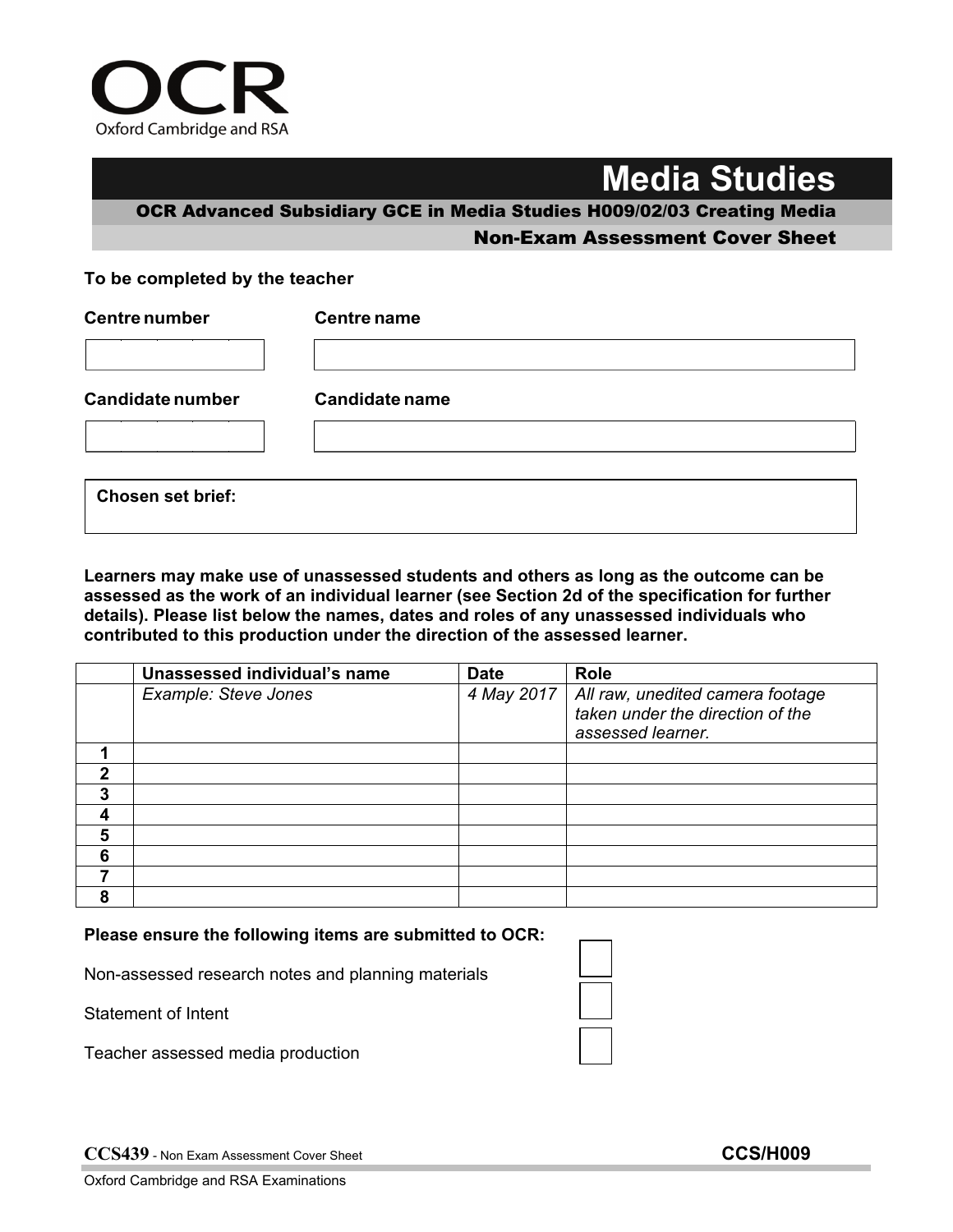OCR
Oxford Cambridge and RSA

# Media Studies

**OCR Advanced Subsidiary GCE in Media Studies H009/02/03 Creating Media**

**Non-Exam Assessment Cover Sheet**

**To be completed by the teacher**

| **Centre number** | **Centre name** |
|---|---|
| | |

| **Candidate number** | **Candidate name** |
|---|---|
| | |

**Chosen set brief:**

**Learners may make use of unassessed students and others as long as the outcome can be assessed as the work of an individual learner (see Section 2d of the specification for further details). Please list below the names, dates and roles of any unassessed individuals who contributed to this production under the direction of the assessed learner.**

| | **Unassessed individual's name** | **Date** | **Role** |
|---|---|---|---|
| | *Example: Steve Jones* | *4 May 2017* | *All raw, unedited camera footage taken under the direction of the assessed learner.* |
| **1** | | | |
| **2** | | | |
| **3** | | | |
| **4** | | | |
| **5** | | | |
| **6** | | | |
| **7** | | | |
| **8** | | | |

**Please ensure the following items are submitted to OCR:**

- [ ] Non-assessed research notes and planning materials
- [ ] Statement of Intent
- [ ] Teacher assessed media production

**CCS439** - Non Exam Assessment Cover Sheet **CCS/H009**

Oxford Cambridge and RSA Examinations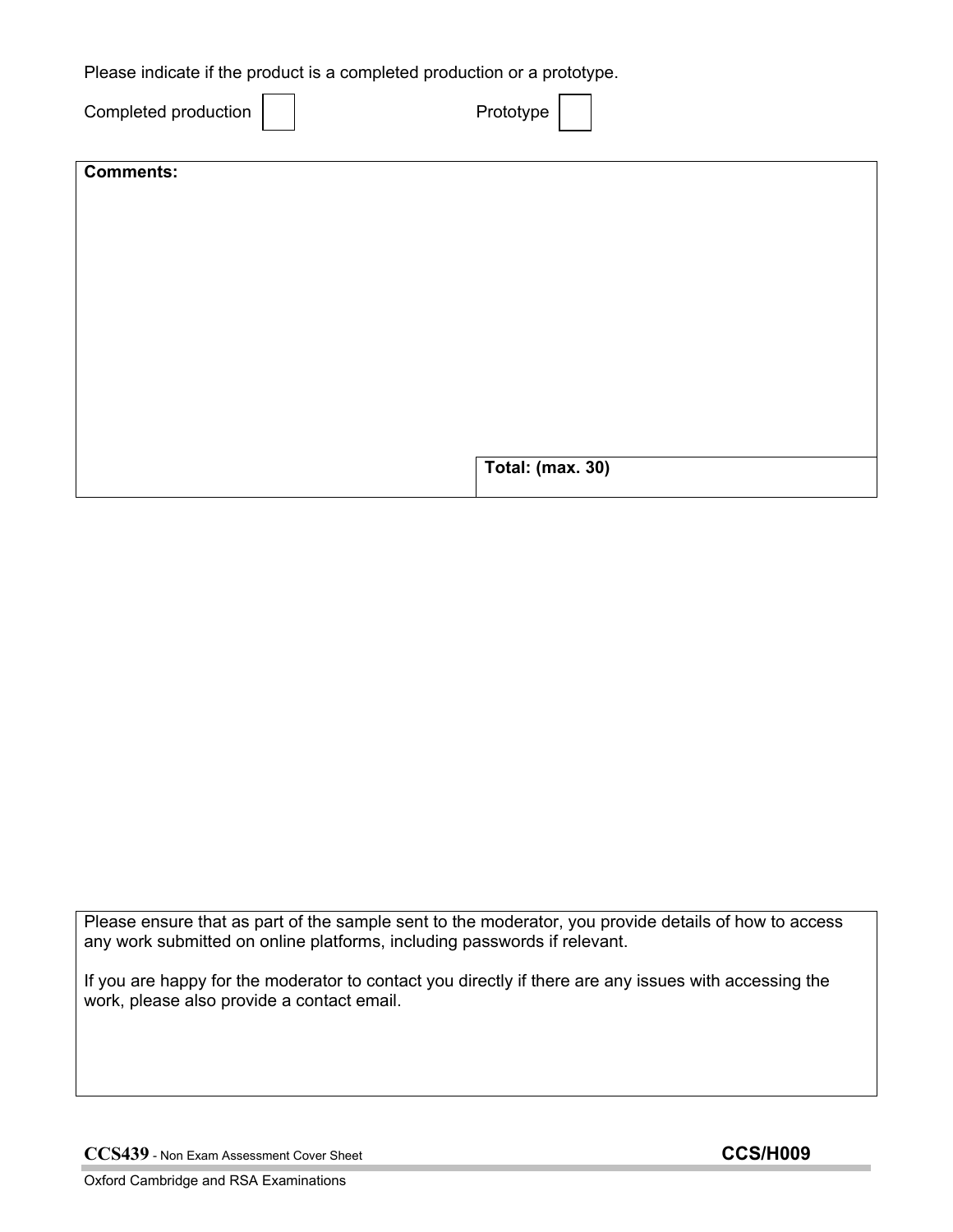Please indicate if the product is a completed production or a prototype.

Completed production ☐ Prototype ☐

| **Comments:** | |
| --- | --- |
| | |
| | **Total: (max. 30)** |

Please ensure that as part of the sample sent to the moderator, you provide details of how to access any work submitted on online platforms, including passwords if relevant.

If you are happy for the moderator to contact you directly if there are any issues with accessing the work, please also provide a contact email.

**CCS439** - Non Exam Assessment Cover Sheet **CCS/H009**

Oxford Cambridge and RSA Examinations